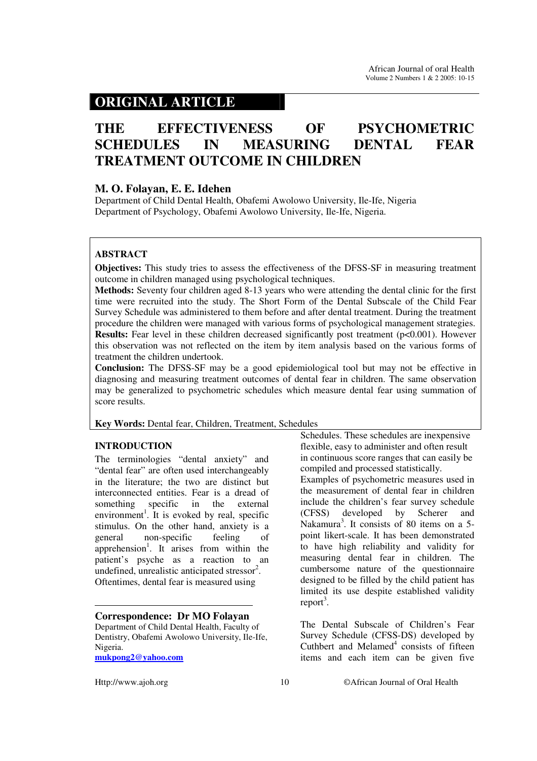## ORIGINAL ARTICLE

# THE EFFECTIVENESS OF PSYCHOMETRIC SCHEDULES IN MEASURING DENTAL FEAR TREATMENT OUTCOME IN CHILDREN

### M. O. Folayan, E. E. Idehen

Department of Child Dental Health, Obafemi Awolowo University, Ile-Ife, Nigeria
Department of Psychology, Obafemi Awolowo University, Ile-Ife, Nigeria.

**ABSTRACT**

**Objectives:** This study tries to assess the effectiveness of the DFSS-SF in measuring treatment outcome in children managed using psychological techniques.

**Methods:** Seventy four children aged 8-13 years who were attending the dental clinic for the first time were recruited into the study. The Short Form of the Dental Subscale of the Child Fear Survey Schedule was administered to them before and after dental treatment. During the treatment procedure the children were managed with various forms of psychological management strategies.

**Results:** Fear level in these children decreased significantly post treatment ($p<0.001$). However this observation was not reflected on the item by item analysis based on the various forms of treatment the children undertook.

**Conclusion:** The DFSS-SF may be a good epidemiological tool but may not be effective in diagnosing and measuring treatment outcomes of dental fear in children. The same observation may be generalized to psychometric schedules which measure dental fear using summation of score results.

**Key Words:** Dental fear, Children, Treatment, Schedules

## INTRODUCTION

The terminologies "dental anxiety" and "dental fear" are often used interchangeably in the literature; the two are distinct but interconnected entities. Fear is a dread of something specific in the external environment[1]. It is evoked by real, specific stimulus. On the other hand, anxiety is a general non-specific feeling of apprehension[1]. It arises from within the patient's psyche as a reaction to an undefined, unrealistic anticipated stressor[2]. Oftentimes, dental fear is measured using Schedules. These schedules are inexpensive flexible, easy to administer and often result in continuous score ranges that can easily be compiled and processed statistically.

Examples of psychometric measures used in the measurement of dental fear in children include the children's fear survey schedule (CFSS) developed by Scherer and Nakamura[3]. It consists of 80 items on a 5-point likert-scale. It has been demonstrated to have high reliability and validity for measuring dental fear in children. The cumbersome nature of the questionnaire designed to be filled by the child patient has limited its use despite established validity report[3].

The Dental Subscale of Children's Fear Survey Schedule (CFSS-DS) developed by Cuthbert and Melamed[4] consists of fifteen items and each item can be given five

**Correspondence: Dr MO Folayan**
Department of Child Dental Health, Faculty of Dentistry, Obafemi Awolowo University, Ile-Ife, Nigeria.
mukpong2@yahoo.com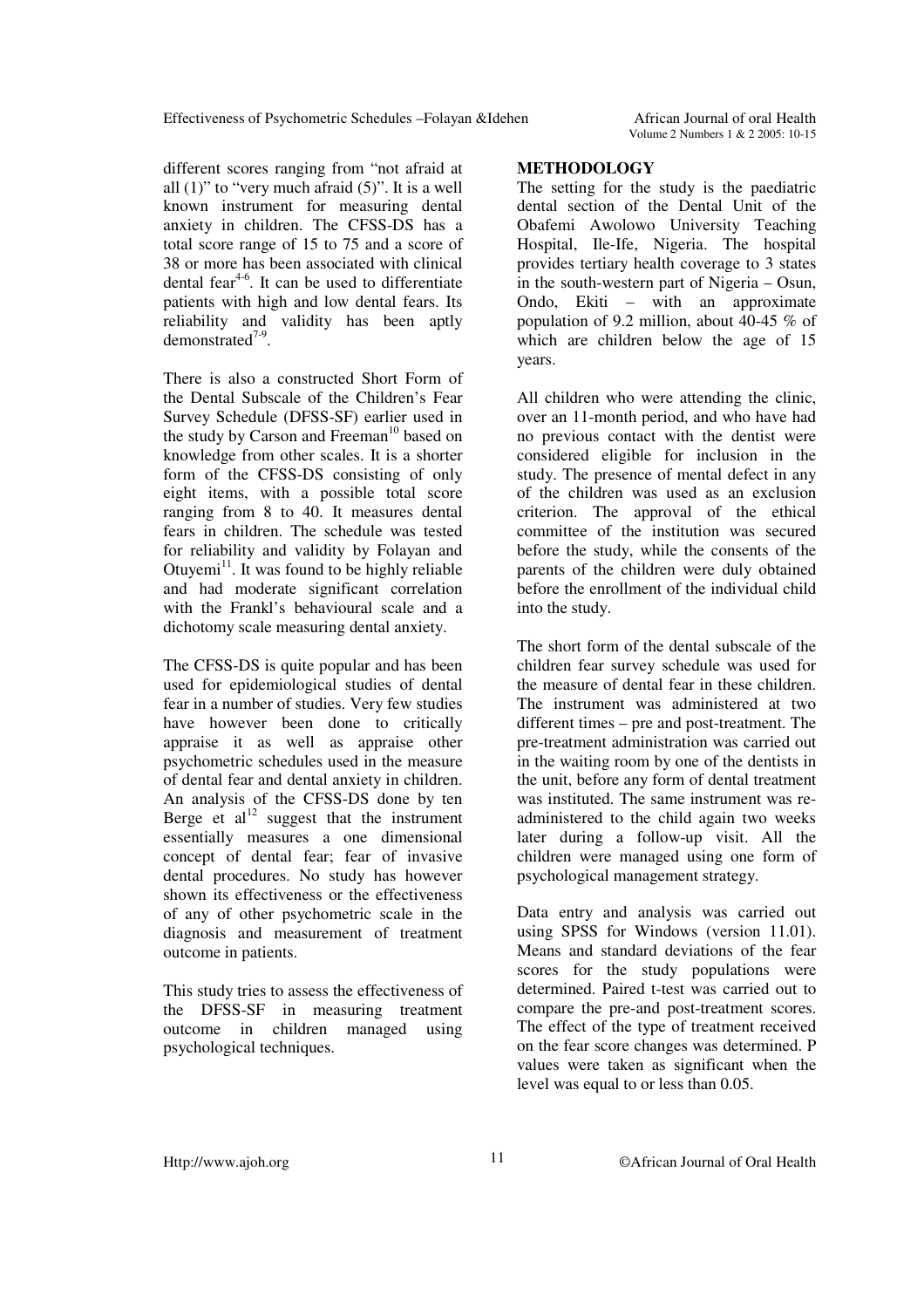different scores ranging from "not afraid at all (1)" to "very much afraid (5)". It is a well known instrument for measuring dental anxiety in children. The CFSS-DS has a total score range of 15 to 75 and a score of 38 or more has been associated with clinical dental fear[4-6]. It can be used to differentiate patients with high and low dental fears. Its reliability and validity has been aptly demonstrated[7-9].

There is also a constructed Short Form of the Dental Subscale of the Children's Fear Survey Schedule (DFSS-SF) earlier used in the study by Carson and Freeman[10] based on knowledge from other scales. It is a shorter form of the CFSS-DS consisting of only eight items, with a possible total score ranging from 8 to 40. It measures dental fears in children. The schedule was tested for reliability and validity by Folayan and Otuyemi[11]. It was found to be highly reliable and had moderate significant correlation with the Frankl's behavioural scale and a dichotomy scale measuring dental anxiety.

The CFSS-DS is quite popular and has been used for epidemiological studies of dental fear in a number of studies. Very few studies have however been done to critically appraise it as well as appraise other psychometric schedules used in the measure of dental fear and dental anxiety in children. An analysis of the CFSS-DS done by ten Berge et al[12] suggest that the instrument essentially measures a one dimensional concept of dental fear; fear of invasive dental procedures. No study has however shown its effectiveness or the effectiveness of any of other psychometric scale in the diagnosis and measurement of treatment outcome in patients.

This study tries to assess the effectiveness of the DFSS-SF in measuring treatment outcome in children managed using psychological techniques.

## METHODOLOGY

The setting for the study is the paediatric dental section of the Dental Unit of the Obafemi Awolowo University Teaching Hospital, Ile-Ife, Nigeria. The hospital provides tertiary health coverage to 3 states in the south-western part of Nigeria – Osun, Ondo, Ekiti – with an approximate population of 9.2 million, about 40-45 % of which are children below the age of 15 years.

All children who were attending the clinic, over an 11-month period, and who have had no previous contact with the dentist were considered eligible for inclusion in the study. The presence of mental defect in any of the children was used as an exclusion criterion. The approval of the ethical committee of the institution was secured before the study, while the consents of the parents of the children were duly obtained before the enrollment of the individual child into the study.

The short form of the dental subscale of the children fear survey schedule was used for the measure of dental fear in these children. The instrument was administered at two different times – pre and post-treatment. The pre-treatment administration was carried out in the waiting room by one of the dentists in the unit, before any form of dental treatment was instituted. The same instrument was re-administered to the child again two weeks later during a follow-up visit. All the children were managed using one form of psychological management strategy.

Data entry and analysis was carried out using SPSS for Windows (version 11.01). Means and standard deviations of the fear scores for the study populations were determined. Paired t-test was carried out to compare the pre-and post-treatment scores. The effect of the type of treatment received on the fear score changes was determined. P values were taken as significant when the level was equal to or less than 0.05.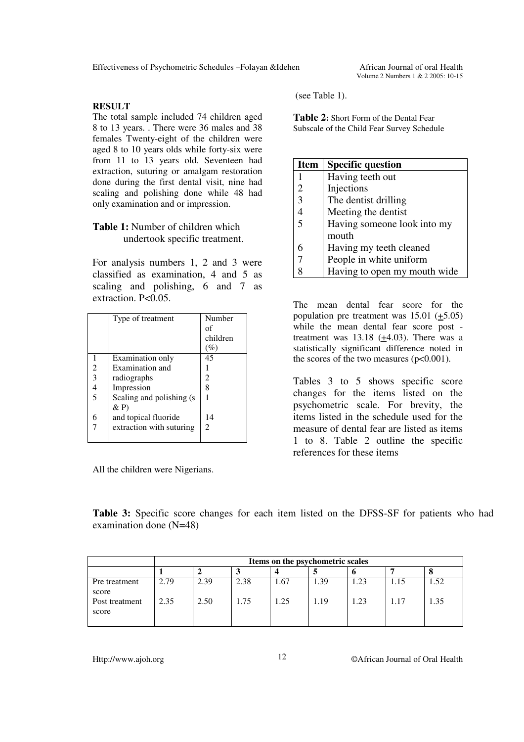## RESULT

The total sample included 74 children aged 8 to 13 years. . There were 36 males and 38 females Twenty-eight of the children were aged 8 to 10 years olds while forty-six were from 11 to 13 years old. Seventeen had extraction, suturing or amalgam restoration done during the first dental visit, nine had scaling and polishing done while 48 had only examination and or impression.

**Table 1:** Number of children which undertook specific treatment.

For analysis numbers 1, 2 and 3 were classified as examination, 4 and 5 as scaling and polishing, 6 and 7 as extraction. P<0.05.

| | Type of treatment | Number of children (%) |
|---|---|---|
| 1 | Examination only | 45 |
| 2 | Examination and | 1 |
| 3 | radiographs | 2 |
| 4 | Impression | 8 |
| 5 | Scaling and polishing (s & P) | 1 |
| 6 | and topical fluoride | 14 |
| 7 | extraction with suturing | 2 |

All the children were Nigerians.

(see Table 1).

**Table 2:** Short Form of the Dental Fear Subscale of the Child Fear Survey Schedule

| Item | Specific question |
|---|---|
| 1 | Having teeth out |
| 2 | Injections |
| 3 | The dentist drilling |
| 4 | Meeting the dentist |
| 5 | Having someone look into my mouth |
| 6 | Having my teeth cleaned |
| 7 | People in white uniform |
| 8 | Having to open my mouth wide |

The mean dental fear score for the population pre treatment was 15.01 (±5.05) while the mean dental fear score post - treatment was 13.18 (±4.03). There was a statistically significant difference noted in the scores of the two measures ($p<0.001$).

Tables 3 to 5 shows specific score changes for the items listed on the psychometric scale. For brevity, the items listed in the schedule used for the measure of dental fear are listed as items 1 to 8. Table 2 outline the specific references for these items

**Table 3:** Specific score changes for each item listed on the DFSS-SF for patients who had examination done (N=48)

| | Items on the psychometric scales | | | | | | | |
|---|---|---|---|---|---|---|---|---|
| | 1 | 2 | 3 | 4 | 5 | 6 | 7 | 8 |
| Pre treatment score | 2.79 | 2.39 | 2.38 | 1.67 | 1.39 | 1.23 | 1.15 | 1.52 |
| Post treatment score | 2.35 | 2.50 | 1.75 | 1.25 | 1.19 | 1.23 | 1.17 | 1.35 |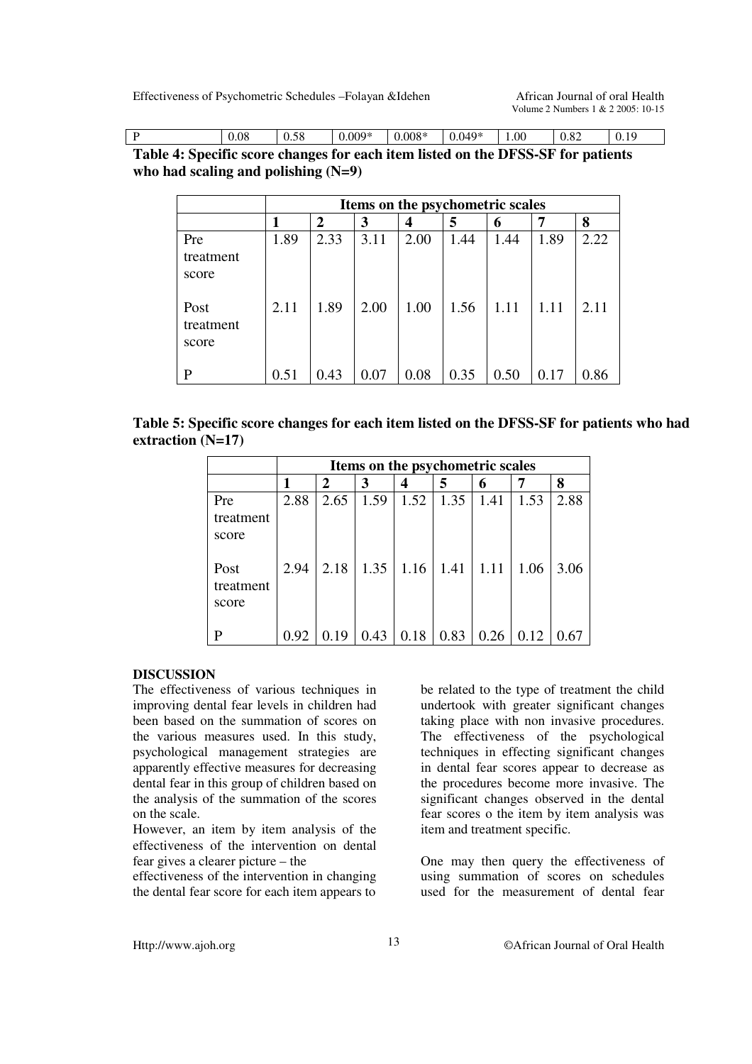| P | 0.08 | 0.58 | 0.009* | 0.008* | 0.049* | 1.00 | 0.82 | 0.19 |
|---|---|---|---|---|---|---|---|---|

**Table 4: Specific score changes for each item listed on the DFSS-SF for patients who had scaling and polishing (N=9)**

| | Items on the psychometric scales | | | | | | | |
|---|---|---|---|---|---|---|---|---|
| | **1** | **2** | **3** | **4** | **5** | **6** | **7** | **8** |
| Pre treatment score | 1.89 | 2.33 | 3.11 | 2.00 | 1.44 | 1.44 | 1.89 | 2.22 |
| Post treatment score | 2.11 | 1.89 | 2.00 | 1.00 | 1.56 | 1.11 | 1.11 | 2.11 |
| P | 0.51 | 0.43 | 0.07 | 0.08 | 0.35 | 0.50 | 0.17 | 0.86 |

**Table 5: Specific score changes for each item listed on the DFSS-SF for patients who had extraction (N=17)**

| | Items on the psychometric scales | | | | | | | |
|---|---|---|---|---|---|---|---|---|
| | **1** | **2** | **3** | **4** | **5** | **6** | **7** | **8** |
| Pre treatment score | 2.88 | 2.65 | 1.59 | 1.52 | 1.35 | 1.41 | 1.53 | 2.88 |
| Post treatment score | 2.94 | 2.18 | 1.35 | 1.16 | 1.41 | 1.11 | 1.06 | 3.06 |
| P | 0.92 | 0.19 | 0.43 | 0.18 | 0.83 | 0.26 | 0.12 | 0.67 |

## DISCUSSION

The effectiveness of various techniques in improving dental fear levels in children had been based on the summation of scores on the various measures used. In this study, psychological management strategies are apparently effective measures for decreasing dental fear in this group of children based on the analysis of the summation of the scores on the scale.

However, an item by item analysis of the effectiveness of the intervention on dental fear gives a clearer picture – the effectiveness of the intervention in changing the dental fear score for each item appears to be related to the type of treatment the child undertook with greater significant changes taking place with non invasive procedures. The effectiveness of the psychological techniques in effecting significant changes in dental fear scores appear to decrease as the procedures become more invasive. The significant changes observed in the dental fear scores o the item by item analysis was item and treatment specific.

One may then query the effectiveness of using summation of scores on schedules used for the measurement of dental fear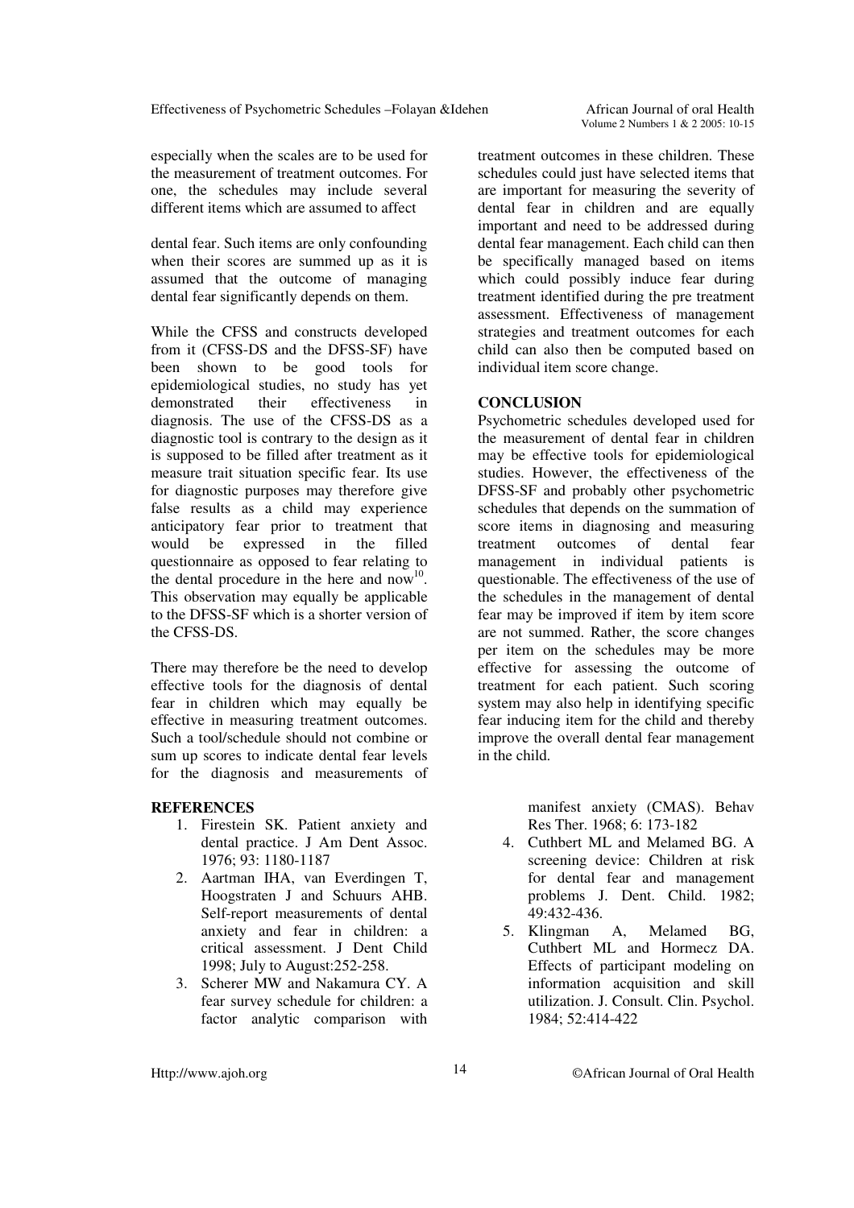especially when the scales are to be used for the measurement of treatment outcomes. For one, the schedules may include several different items which are assumed to affect

dental fear. Such items are only confounding when their scores are summed up as it is assumed that the outcome of managing dental fear significantly depends on them.

While the CFSS and constructs developed from it (CFSS-DS and the DFSS-SF) have been shown to be good tools for epidemiological studies, no study has yet demonstrated their effectiveness in diagnosis. The use of the CFSS-DS as a diagnostic tool is contrary to the design as it is supposed to be filled after treatment as it measure trait situation specific fear. Its use for diagnostic purposes may therefore give false results as a child may experience anticipatory fear prior to treatment that would be expressed in the filled questionnaire as opposed to fear relating to the dental procedure in the here and now[10]. This observation may equally be applicable to the DFSS-SF which is a shorter version of the CFSS-DS.

There may therefore be the need to develop effective tools for the diagnosis of dental fear in children which may equally be effective in measuring treatment outcomes. Such a tool/schedule should not combine or sum up scores to indicate dental fear levels for the diagnosis and measurements of treatment outcomes in these children. These schedules could just have selected items that are important for measuring the severity of dental fear in children and are equally important and need to be addressed during dental fear management. Each child can then be specifically managed based on items which could possibly induce fear during treatment identified during the pre treatment assessment. Effectiveness of management strategies and treatment outcomes for each child can also then be computed based on individual item score change.

## CONCLUSION

Psychometric schedules developed used for the measurement of dental fear in children may be effective tools for epidemiological studies. However, the effectiveness of the DFSS-SF and probably other psychometric schedules that depends on the summation of score items in diagnosing and measuring treatment outcomes of dental fear management in individual patients is questionable. The effectiveness of the use of the schedules in the management of dental fear may be improved if item by item score are not summed. Rather, the score changes per item on the schedules may be more effective for assessing the outcome of treatment for each patient. Such scoring system may also help in identifying specific fear inducing item for the child and thereby improve the overall dental fear management in the child.

## REFERENCES

1. Firestein SK. Patient anxiety and dental practice. J Am Dent Assoc. 1976; 93: 1180-1187
2. Aartman IHA, van Everdingen T, Hoogstraten J and Schuurs AHB. Self-report measurements of dental anxiety and fear in children: a critical assessment. J Dent Child 1998; July to August:252-258.
3. Scherer MW and Nakamura CY. A fear survey schedule for children: a factor analytic comparison with manifest anxiety (CMAS). Behav Res Ther. 1968; 6: 173-182
4. Cuthbert ML and Melamed BG. A screening device: Children at risk for dental fear and management problems J. Dent. Child. 1982; 49:432-436.
5. Klingman A, Melamed BG, Cuthbert ML and Hormecz DA. Effects of participant modeling on information acquisition and skill utilization. J. Consult. Clin. Psychol. 1984; 52:414-422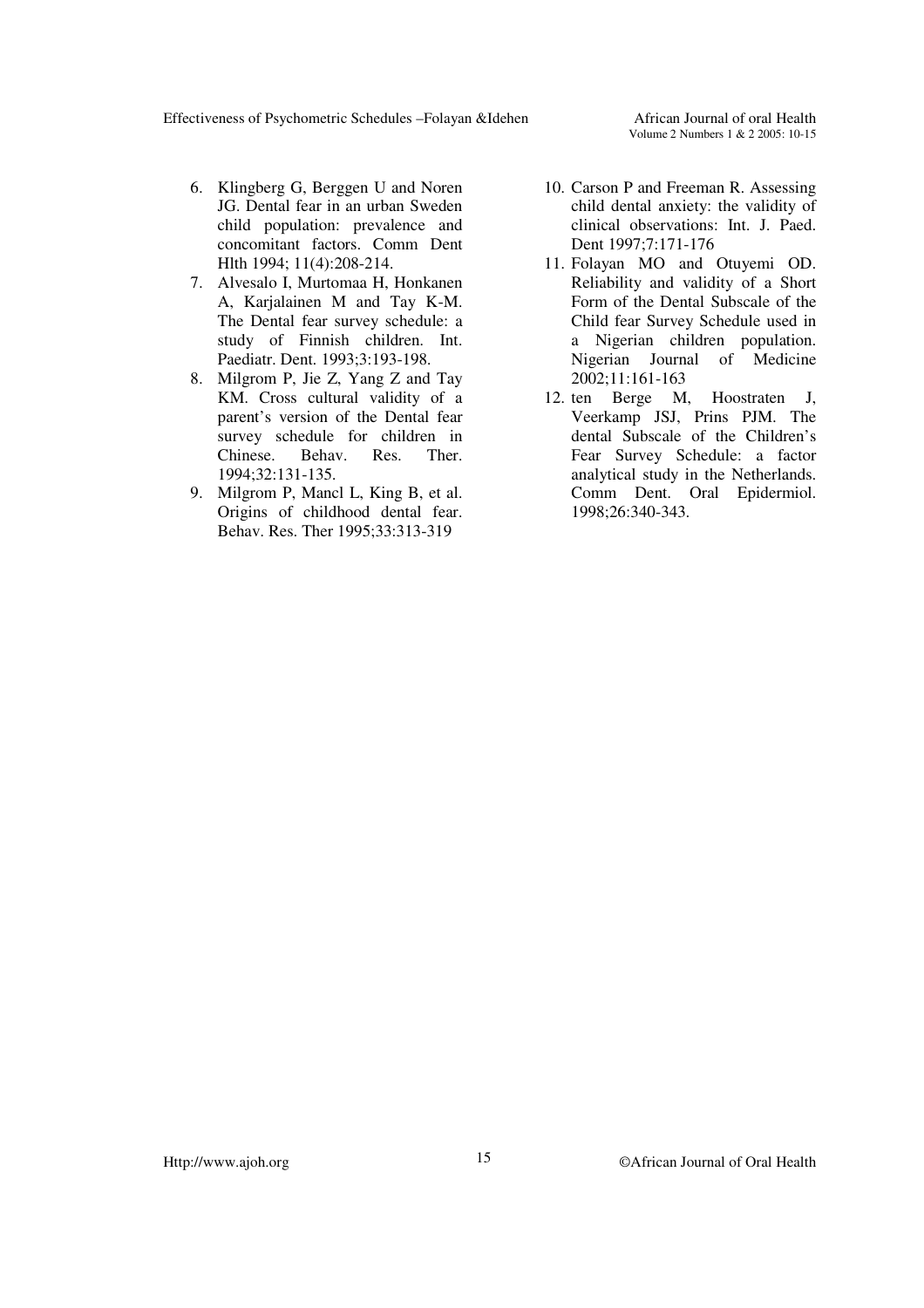6. Klingberg G, Berggen U and Noren JG. Dental fear in an urban Sweden child population: prevalence and concomitant factors. Comm Dent Hlth 1994; 11(4):208-214.
7. Alvesalo I, Murtomaa H, Honkanen A, Karjalainen M and Tay K-M. The Dental fear survey schedule: a study of Finnish children. Int. Paediatr. Dent. 1993;3:193-198.
8. Milgrom P, Jie Z, Yang Z and Tay KM. Cross cultural validity of a parent's version of the Dental fear survey schedule for children in Chinese. Behav. Res. Ther. 1994;32:131-135.
9. Milgrom P, Mancl L, King B, et al. Origins of childhood dental fear. Behav. Res. Ther 1995;33:313-319
10. Carson P and Freeman R. Assessing child dental anxiety: the validity of clinical observations: Int. J. Paed. Dent 1997;7:171-176
11. Folayan MO and Otuyemi OD. Reliability and validity of a Short Form of the Dental Subscale of the Child fear Survey Schedule used in a Nigerian children population. Nigerian Journal of Medicine 2002;11:161-163
12. ten Berge M, Hoostraten J, Veerkamp JSJ, Prins PJM. The dental Subscale of the Children's Fear Survey Schedule: a factor analytical study in the Netherlands. Comm Dent. Oral Epidermiol. 1998;26:340-343.